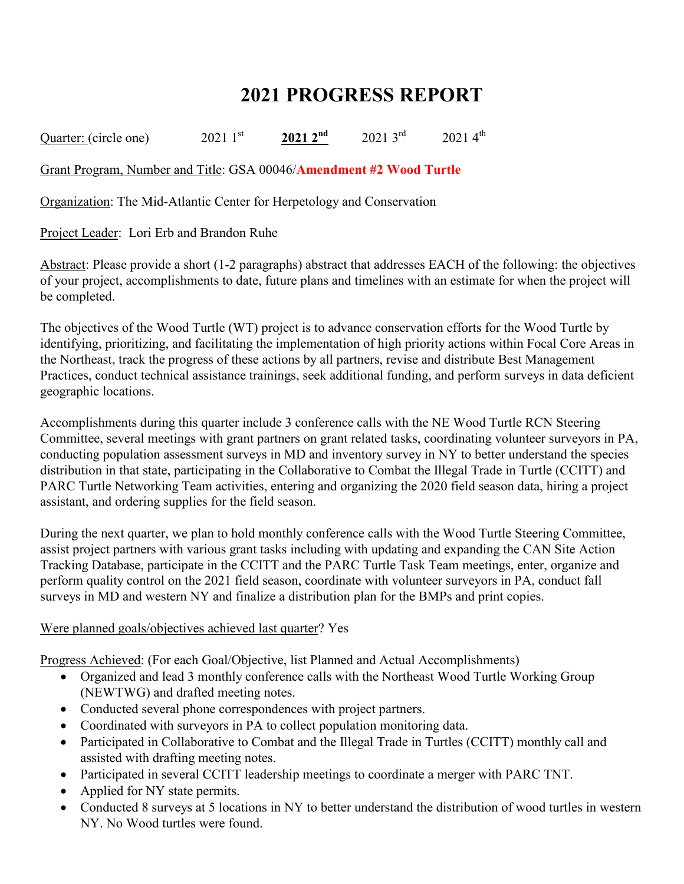# 2021 PROGRESS REPORT

Quarter: (circle one) 2021 1st **2021 2nd** 2021 3rd 2021 4th

Grant Program, Number and Title: GSA 00046/**Amendment #2 Wood Turtle**

Organization: The Mid-Atlantic Center for Herpetology and Conservation

Project Leader: Lori Erb and Brandon Ruhe

Abstract: Please provide a short (1-2 paragraphs) abstract that addresses EACH of the following: the objectives of your project, accomplishments to date, future plans and timelines with an estimate for when the project will be completed.

The objectives of the Wood Turtle (WT) project is to advance conservation efforts for the Wood Turtle by identifying, prioritizing, and facilitating the implementation of high priority actions within Focal Core Areas in the Northeast, track the progress of these actions by all partners, revise and distribute Best Management Practices, conduct technical assistance trainings, seek additional funding, and perform surveys in data deficient geographic locations.

Accomplishments during this quarter include 3 conference calls with the NE Wood Turtle RCN Steering Committee, several meetings with grant partners on grant related tasks, coordinating volunteer surveyors in PA, conducting population assessment surveys in MD and inventory survey in NY to better understand the species distribution in that state, participating in the Collaborative to Combat the Illegal Trade in Turtle (CCITT) and PARC Turtle Networking Team activities, entering and organizing the 2020 field season data, hiring a project assistant, and ordering supplies for the field season.

During the next quarter, we plan to hold monthly conference calls with the Wood Turtle Steering Committee, assist project partners with various grant tasks including with updating and expanding the CAN Site Action Tracking Database, participate in the CCITT and the PARC Turtle Task Team meetings, enter, organize and perform quality control on the 2021 field season, coordinate with volunteer surveyors in PA, conduct fall surveys in MD and western NY and finalize a distribution plan for the BMPs and print copies.

Were planned goals/objectives achieved last quarter? Yes

Progress Achieved: (For each Goal/Objective, list Planned and Actual Accomplishments)

- Organized and lead 3 monthly conference calls with the Northeast Wood Turtle Working Group (NEWTWG) and drafted meeting notes.
- Conducted several phone correspondences with project partners.
- Coordinated with surveyors in PA to collect population monitoring data.
- Participated in Collaborative to Combat and the Illegal Trade in Turtles (CCITT) monthly call and assisted with drafting meeting notes.
- Participated in several CCITT leadership meetings to coordinate a merger with PARC TNT.
- Applied for NY state permits.
- Conducted 8 surveys at 5 locations in NY to better understand the distribution of wood turtles in western NY. No Wood turtles were found.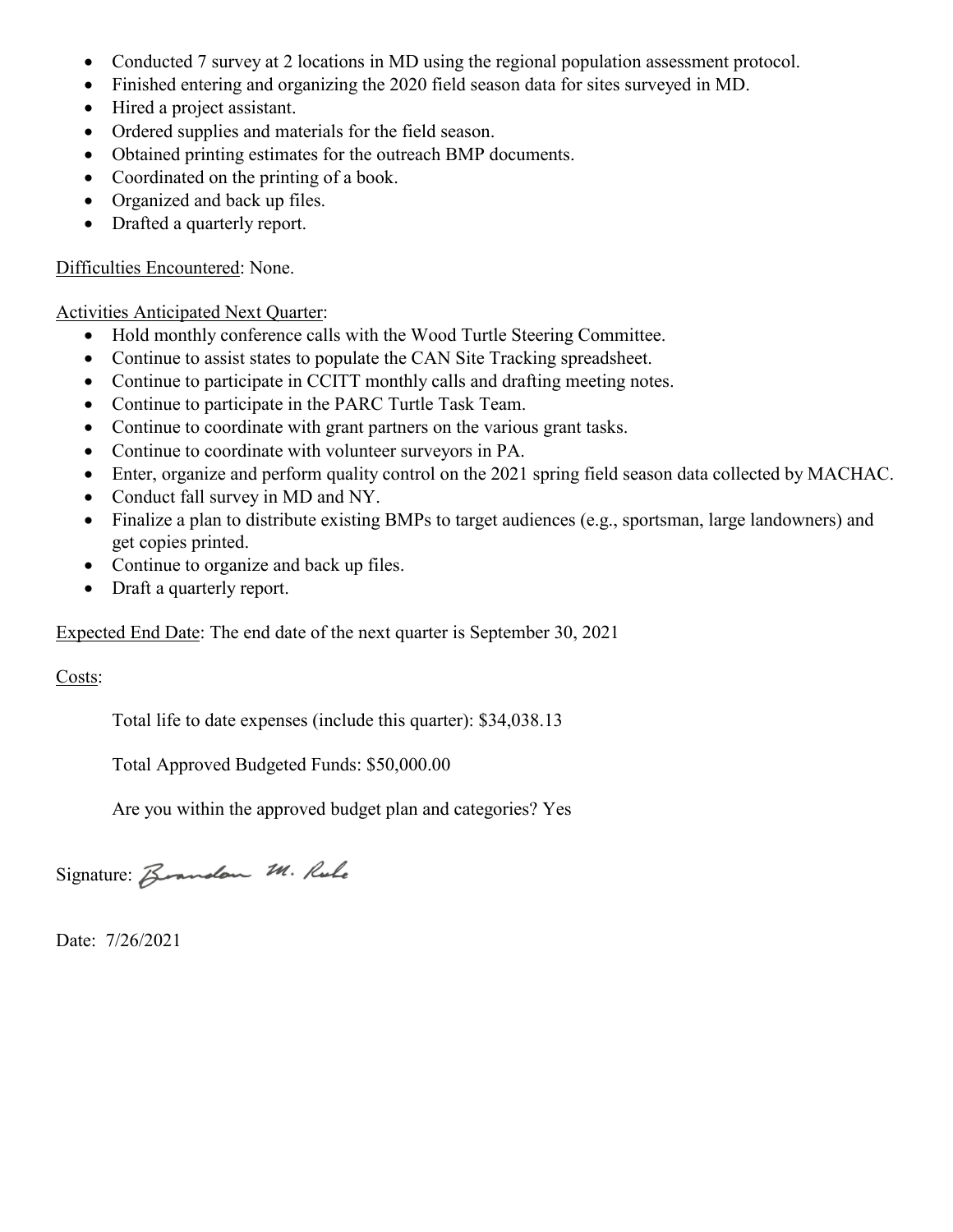- Conducted 7 survey at 2 locations in MD using the regional population assessment protocol.
- Finished entering and organizing the 2020 field season data for sites surveyed in MD.
- Hired a project assistant.
- Ordered supplies and materials for the field season.
- Obtained printing estimates for the outreach BMP documents.
- Coordinated on the printing of a book.
- Organized and back up files.
- Drafted a quarterly report.

Difficulties Encountered: None.

Activities Anticipated Next Quarter:

- Hold monthly conference calls with the Wood Turtle Steering Committee.
- Continue to assist states to populate the CAN Site Tracking spreadsheet.
- Continue to participate in CCITT monthly calls and drafting meeting notes.
- Continue to participate in the PARC Turtle Task Team.
- Continue to coordinate with grant partners on the various grant tasks.
- Continue to coordinate with volunteer surveyors in PA.
- Enter, organize and perform quality control on the 2021 spring field season data collected by MACHAC.
- Conduct fall survey in MD and NY.
- Finalize a plan to distribute existing BMPs to target audiences (e.g., sportsman, large landowners) and get copies printed.
- Continue to organize and back up files.
- Draft a quarterly report.

Expected End Date: The end date of the next quarter is September 30, 2021

Costs:

Total life to date expenses (include this quarter): $34,038.13

Total Approved Budgeted Funds: $50,000.00

Are you within the approved budget plan and categories? Yes

Signature: Brandon M. Ruhe

Date: 7/26/2021